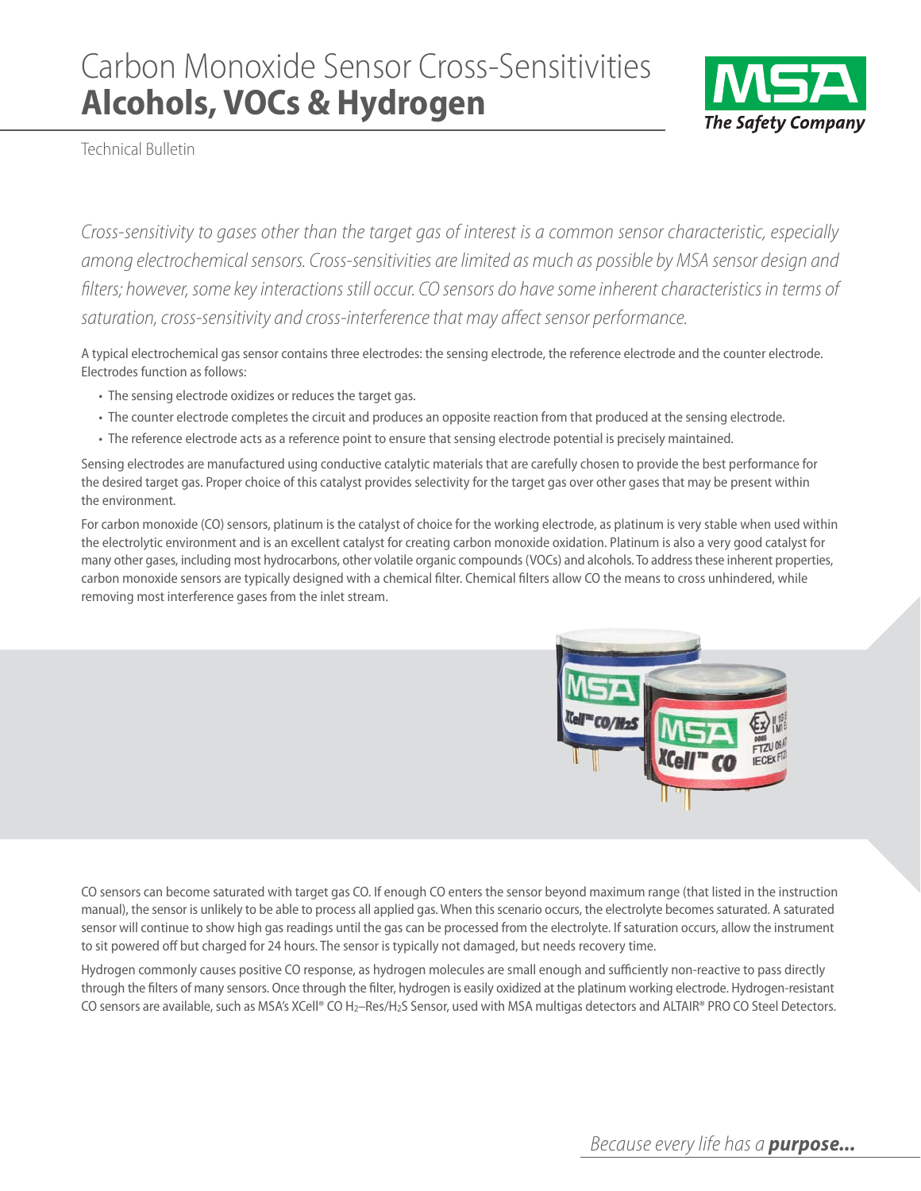# Carbon Monoxide Sensor Cross-Sensitivities
## **Alcohols, VOCs & Hydrogen**

Technical Bulletin

*Cross-sensitivity to gases other than the target gas of interest is a common sensor characteristic, especially among electrochemical sensors. Cross-sensitivities are limited as much as possible by MSA sensor design and filters; however, some key interactions still occur. CO sensors do have some inherent characteristics in terms of saturation, cross-sensitivity and cross-interference that may affect sensor performance.*

A typical electrochemical gas sensor contains three electrodes: the sensing electrode, the reference electrode and the counter electrode. Electrodes function as follows:

- The sensing electrode oxidizes or reduces the target gas.
- The counter electrode completes the circuit and produces an opposite reaction from that produced at the sensing electrode.
- The reference electrode acts as a reference point to ensure that sensing electrode potential is precisely maintained.

Sensing electrodes are manufactured using conductive catalytic materials that are carefully chosen to provide the best performance for the desired target gas. Proper choice of this catalyst provides selectivity for the target gas over other gases that may be present within the environment.

For carbon monoxide (CO) sensors, platinum is the catalyst of choice for the working electrode, as platinum is very stable when used within the electrolytic environment and is an excellent catalyst for creating carbon monoxide oxidation. Platinum is also a very good catalyst for many other gases, including most hydrocarbons, other volatile organic compounds (VOCs) and alcohols. To address these inherent properties, carbon monoxide sensors are typically designed with a chemical filter. Chemical filters allow CO the means to cross unhindered, while removing most interference gases from the inlet stream.

CO sensors can become saturated with target gas CO. If enough CO enters the sensor beyond maximum range (that listed in the instruction manual), the sensor is unlikely to be able to process all applied gas. When this scenario occurs, the electrolyte becomes saturated. A saturated sensor will continue to show high gas readings until the gas can be processed from the electrolyte. If saturation occurs, allow the instrument to sit powered off but charged for 24 hours. The sensor is typically not damaged, but needs recovery time.

Hydrogen commonly causes positive CO response, as hydrogen molecules are small enough and sufficiently non-reactive to pass directly through the filters of many sensors. Once through the filter, hydrogen is easily oxidized at the platinum working electrode. Hydrogen-resistant CO sensors are available, such as MSA's XCell® CO $H_2$–Res/$H_2S$ Sensor, used with MSA multigas detectors and ALTAIR® PRO CO Steel Detectors.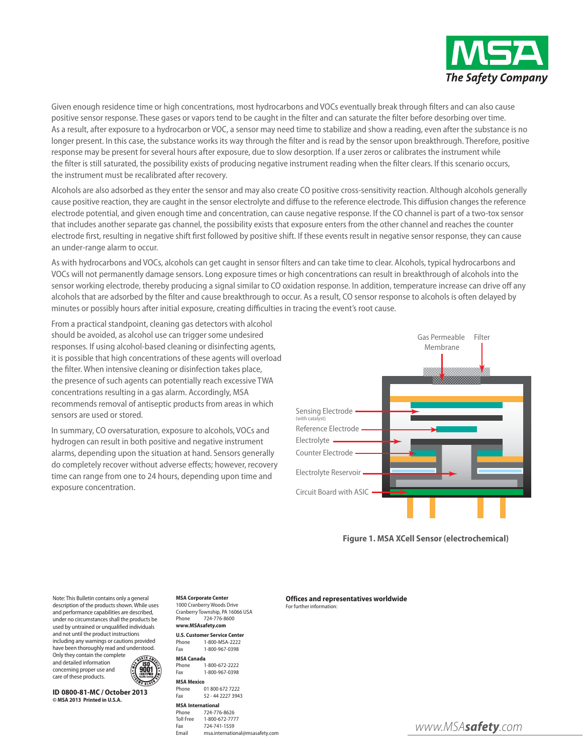Given enough residence time or high concentrations, most hydrocarbons and VOCs eventually break through filters and can also cause positive sensor response. These gases or vapors tend to be caught in the filter and can saturate the filter before desorbing over time. As a result, after exposure to a hydrocarbon or VOC, a sensor may need time to stabilize and show a reading, even after the substance is no longer present. In this case, the substance works its way through the filter and is read by the sensor upon breakthrough. Therefore, positive response may be present for several hours after exposure, due to slow desorption. If a user zeros or calibrates the instrument while the filter is still saturated, the possibility exists of producing negative instrument reading when the filter clears. If this scenario occurs, the instrument must be recalibrated after recovery.

Alcohols are also adsorbed as they enter the sensor and may also create CO positive cross-sensitivity reaction. Although alcohols generally cause positive reaction, they are caught in the sensor electrolyte and diffuse to the reference electrode. This diffusion changes the reference electrode potential, and given enough time and concentration, can cause negative response. If the CO channel is part of a two-tox sensor that includes another separate gas channel, the possibility exists that exposure enters from the other channel and reaches the counter electrode first, resulting in negative shift first followed by positive shift. If these events result in negative sensor response, they can cause an under-range alarm to occur.

As with hydrocarbons and VOCs, alcohols can get caught in sensor filters and can take time to clear. Alcohols, typical hydrocarbons and VOCs will not permanently damage sensors. Long exposure times or high concentrations can result in breakthrough of alcohols into the sensor working electrode, thereby producing a signal similar to CO oxidation response. In addition, temperature increase can drive off any alcohols that are adsorbed by the filter and cause breakthrough to occur. As a result, CO sensor response to alcohols is often delayed by minutes or possibly hours after initial exposure, creating difficulties in tracing the event's root cause.

From a practical standpoint, cleaning gas detectors with alcohol should be avoided, as alcohol use can trigger some undesired responses. If using alcohol-based cleaning or disinfecting agents, it is possible that high concentrations of these agents will overload the filter. When intensive cleaning or disinfection takes place, the presence of such agents can potentially reach excessive TWA concentrations resulting in a gas alarm. Accordingly, MSA recommends removal of antiseptic products from areas in which sensors are used or stored.

In summary, CO oversaturation, exposure to alcohols, VOCs and hydrogen can result in both positive and negative instrument alarms, depending upon the situation at hand. Sensors generally do completely recover without adverse effects; however, recovery time can range from one to 24 hours, depending upon time and exposure concentration.

Gas Permeable Membrane
Filter
Sensing Electrode (with catalyst)
Reference Electrode
Electrolyte
Counter Electrode
Electrolyte Reservoir
Circuit Board with ASIC

**Figure 1. MSA XCell Sensor (electrochemical)**

Note: This Bulletin contains only a general description of the products shown. While uses and performance capabilities are described, under no circumstances shall the products be used by untrained or unqualified individuals and not until the product instructions including any warnings or cautions provided have been thoroughly read and understood. Only they contain the complete and detailed information concerning proper use and care of these products.

**ID 0800-81-MC / October 2013**
**© MSA 2013 Printed in U.S.A.**

**MSA Corporate Center**
1000 Cranberry Woods Drive
Cranberry Township, PA 16066 USA
Phone 724-776-8600
**www.MSAsafety.com**

**U.S. Customer Service Center**
Phone 1-800-MSA-2222
Fax 1-800-967-0398

**MSA Canada**
Phone 1-800-672-2222
Fax 1-800-967-0398

**MSA Mexico**
Phone 01 800 672 7222
Fax 52 - 44 2227 3943

**MSA International**
Phone 724-776-8626
Toll Free 1-800-672-7777
Fax 724-741-1559
Email msa.international@msasafety.com

**Offices and representatives worldwide**
For further information:

www.MSAsafety.com